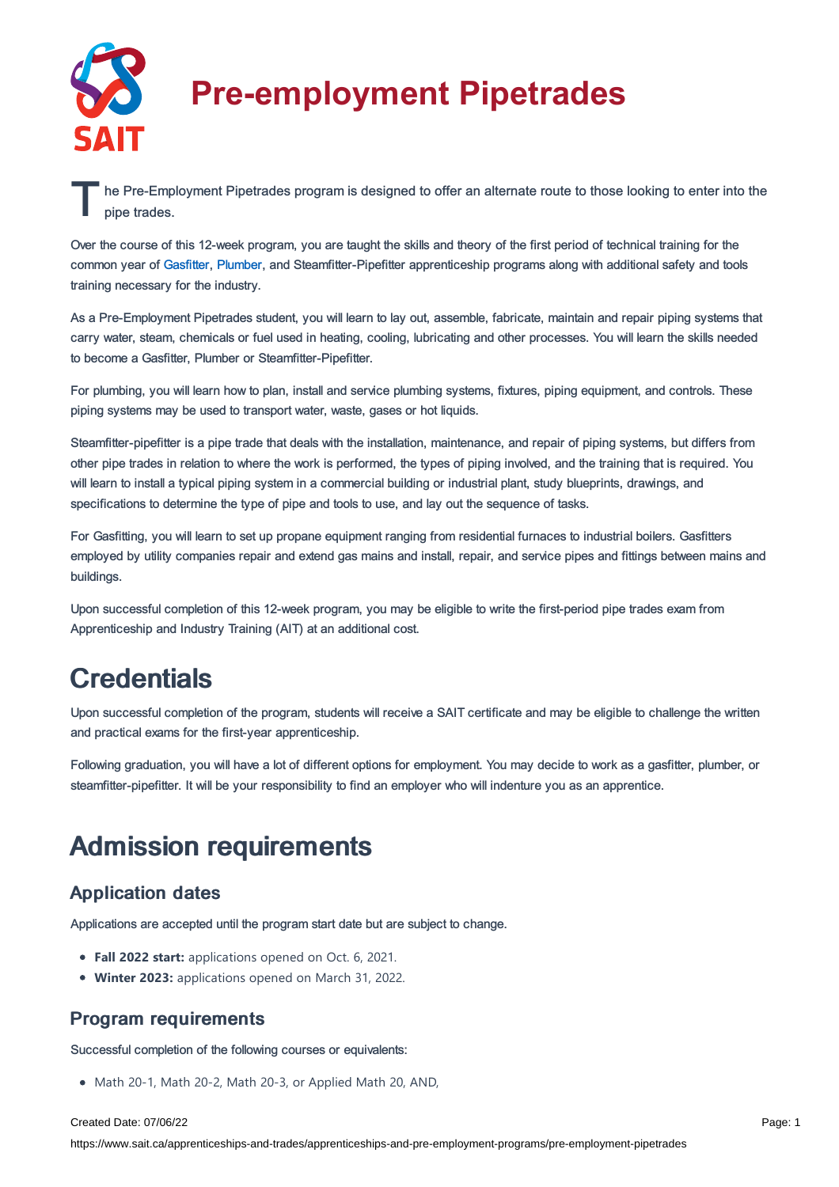# Pre-employment Pipetrades

The Pre-Employment Pipetrades program is designed to offer an alternate route to those looking to enter into the pipe trades.

Over the course of this 12-week program, you are taught the skills and theory of the first period of technical training for the common year of Gasfitter, Plumber, and Steamfitter-Pipefitter apprenticeship programs along with additional safety and tools training necessary for the industry.

As a Pre-Employment Pipetrades student, you will learn to lay out, assemble, fabricate, maintain and repair piping systems that carry water, steam, chemicals or fuel used in heating, cooling, lubricating and other processes. You will learn the skills needed to become a Gasfitter, Plumber or Steamfitter-Pipefitter.

For plumbing, you will learn how to plan, install and service plumbing systems, fixtures, piping equipment, and controls. These piping systems may be used to transport water, waste, gases or hot liquids.

Steamfitter-pipefitter is a pipe trade that deals with the installation, maintenance, and repair of piping systems, but differs from other pipe trades in relation to where the work is performed, the types of piping involved, and the training that is required. You will learn to install a typical piping system in a commercial building or industrial plant, study blueprints, drawings, and specifications to determine the type of pipe and tools to use, and lay out the sequence of tasks.

For Gasfitting, you will learn to set up propane equipment ranging from residential furnaces to industrial boilers. Gasfitters employed by utility companies repair and extend gas mains and install, repair, and service pipes and fittings between mains and buildings.

Upon successful completion of this 12-week program, you may be eligible to write the first-period pipe trades exam from Apprenticeship and Industry Training (AIT) at an additional cost.

## Credentials

Upon successful completion of the program, students will receive a SAIT certificate and may be eligible to challenge the written and practical exams for the first-year apprenticeship.

Following graduation, you will have a lot of different options for employment. You may decide to work as a gasfitter, plumber, or steamfitter-pipefitter. It will be your responsibility to find an employer who will indenture you as an apprentice.

## Admission requirements

### Application dates

Applications are accepted until the program start date but are subject to change.

- **Fall 2022 start:** applications opened on Oct. 6, 2021.
- **Winter 2023:** applications opened on March 31, 2022.

### Program requirements

Successful completion of the following courses or equivalents:

- Math 20-1, Math 20-2, Math 20-3, or Applied Math 20, AND,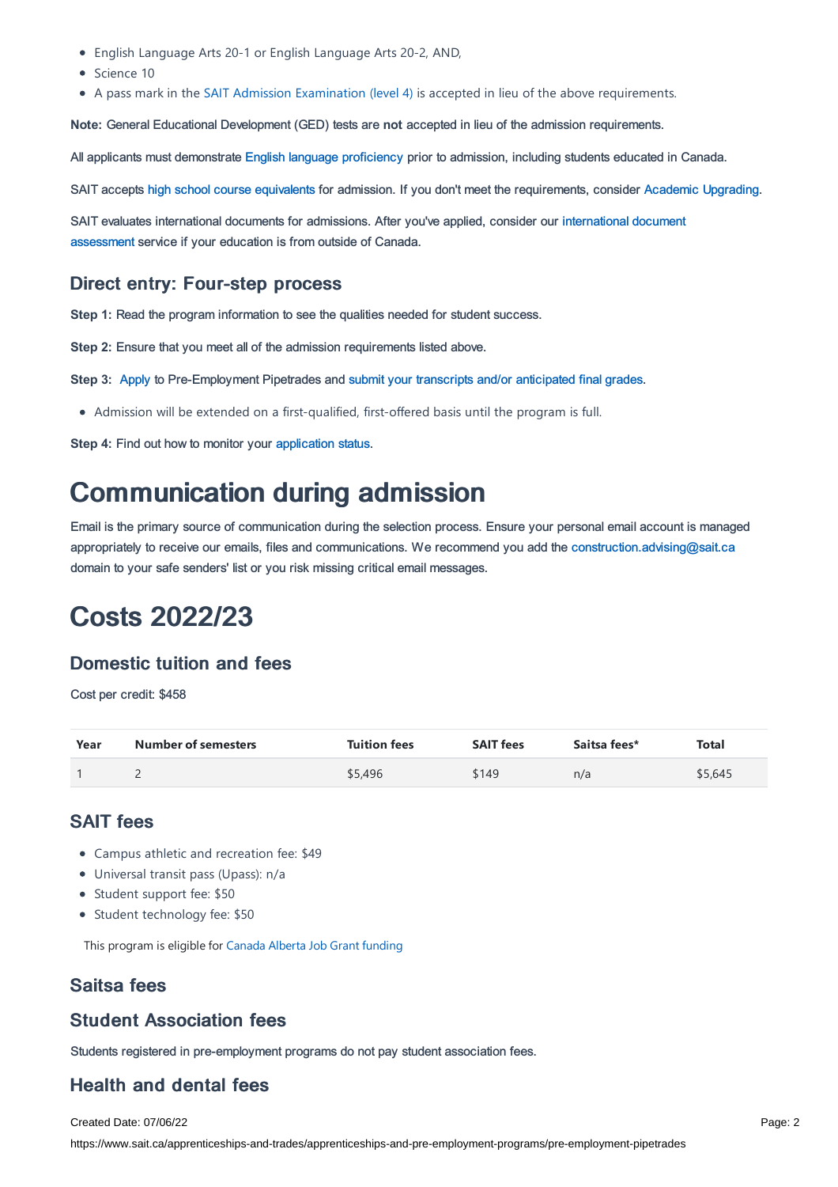- English Language Arts 20-1 or English Language Arts 20-2, AND,
- Science 10
- A pass mark in the SAIT Admission Examination (level 4) is accepted in lieu of the above requirements.

**Note:** General Educational Development (GED) tests are **not** accepted in lieu of the admission requirements.

All applicants must demonstrate English language proficiency prior to admission, including students educated in Canada.

SAIT accepts high school course equivalents for admission. If you don't meet the requirements, consider Academic Upgrading.

SAIT evaluates international documents for admissions. After you've applied, consider our international document assessment service if your education is from outside of Canada.

### Direct entry: Four-step process

**Step 1:** Read the program information to see the qualities needed for student success.

**Step 2:** Ensure that you meet all of the admission requirements listed above.

**Step 3:** Apply to Pre-Employment Pipetrades and submit your transcripts and/or anticipated final grades.

- Admission will be extended on a first-qualified, first-offered basis until the program is full.

**Step 4:** Find out how to monitor your application status.

# Communication during admission

Email is the primary source of communication during the selection process. Ensure your personal email account is managed appropriately to receive our emails, files and communications. We recommend you add the construction.advising@sait.ca domain to your safe senders' list or you risk missing critical email messages.

# Costs 2022/23

### Domestic tuition and fees

Cost per credit: $458

| Year | Number of semesters | Tuition fees | SAIT fees | Saitsa fees* | Total |
|---|---|---|---|---|---|
| 1 | 2 | $5,496 | $149 | n/a | $5,645 |

### SAIT fees

- Campus athletic and recreation fee: $49
- Universal transit pass (Upass): n/a
- Student support fee: $50
- Student technology fee: $50

This program is eligible for Canada Alberta Job Grant funding

### Saitsa fees

### Student Association fees

Students registered in pre-employment programs do not pay student association fees.

### Health and dental fees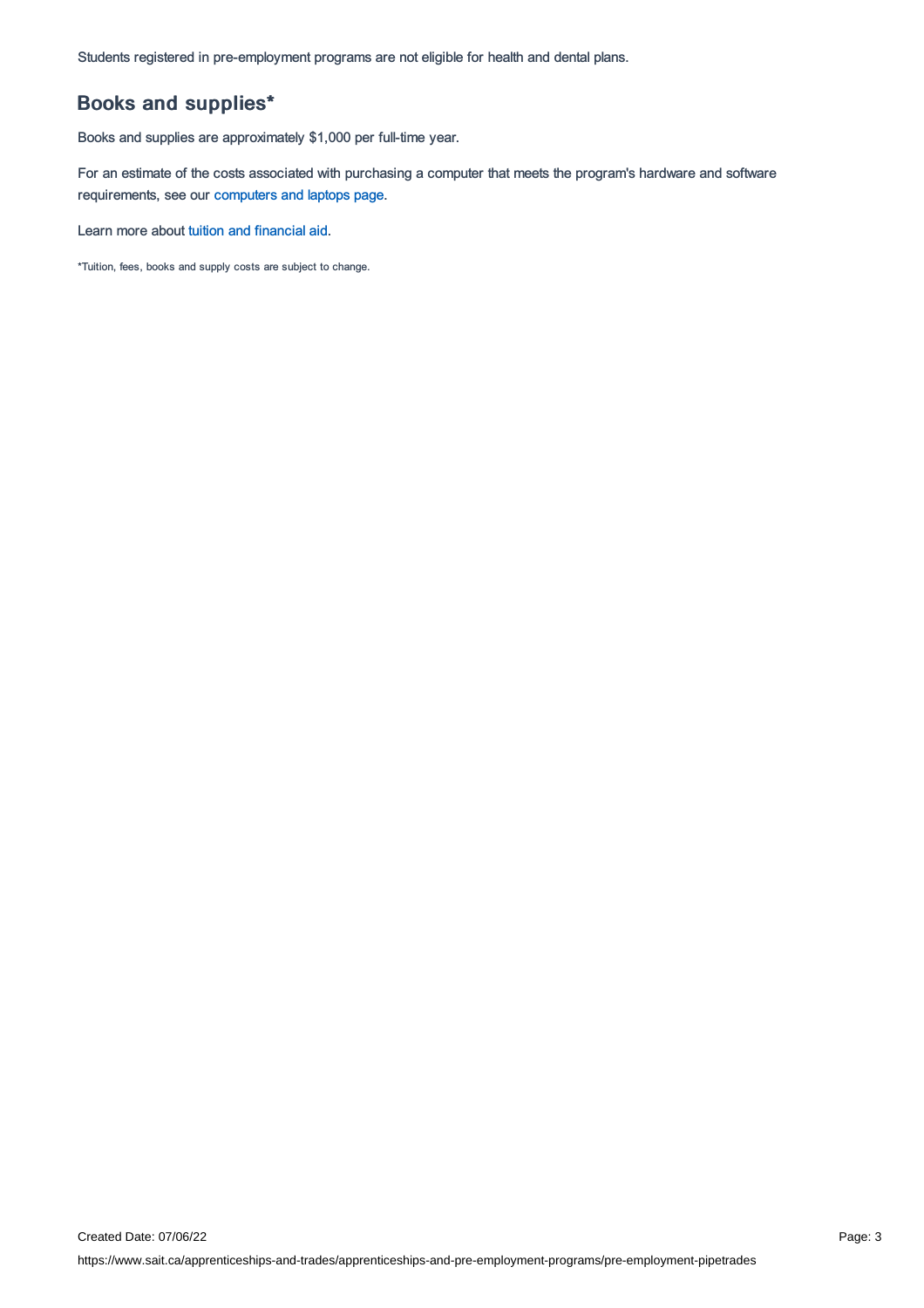Students registered in pre-employment programs are not eligible for health and dental plans.

## Books and supplies*

Books and supplies are approximately $1,000 per full-time year.

For an estimate of the costs associated with purchasing a computer that meets the program's hardware and software requirements, see our computers and laptops page.

Learn more about tuition and financial aid.

*Tuition, fees, books and supply costs are subject to change.